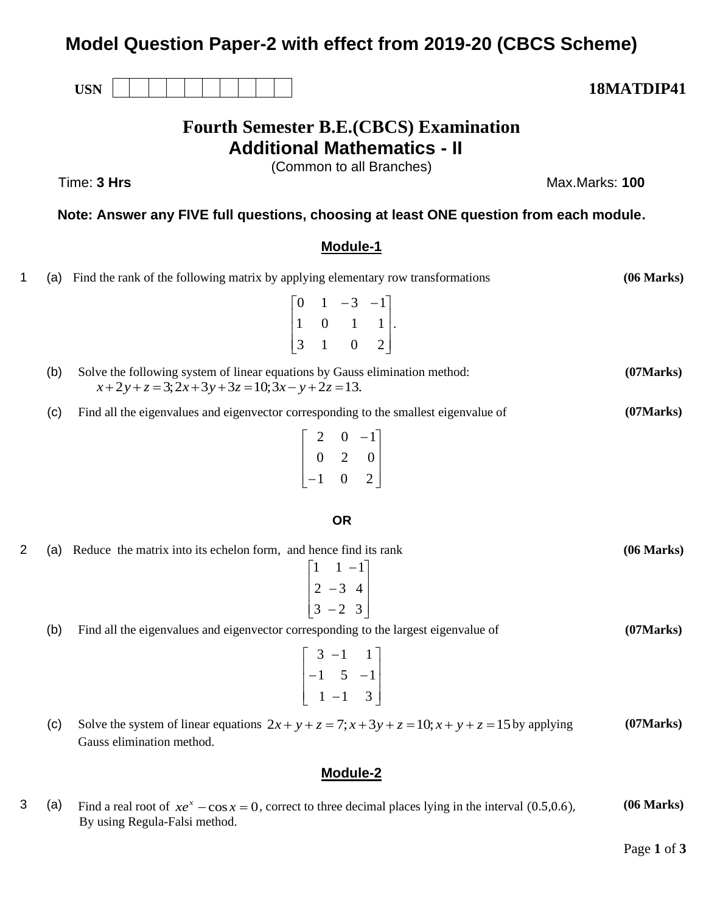# Model Question Paper-2 with effect from 2019-20 (CBCS Scheme)

USN | | | | | | | | | | |

**18MATDIP41**

## Fourth Semester B.E.(CBCS) Examination
## Additional Mathematics - II
(Common to all Branches)

Time: **3 Hrs** Max.Marks: **100**

**Note: Answer any FIVE full questions, choosing at least ONE question from each module.**

### Module-1

1 (a) Find the rank of the following matrix by applying elementary row transformations **(06 Marks)**

$$\begin{bmatrix} 0 & 1 & -3 & -1 \\ 1 & 0 & 1 & 1 \\ 3 & 1 & 0 & 2 \end{bmatrix}.$$

(b) Solve the following system of linear equations by Gauss elimination method: **(07Marks)**
$x+2y+z=3; 2x+3y+3z=10; 3x-y+2z=13.$

(c) Find all the eigenvalues and eigenvector corresponding to the smallest eigenvalue of **(07Marks)**

$$\begin{bmatrix} 2 & 0 & -1 \\ 0 & 2 & 0 \\ -1 & 0 & 2 \end{bmatrix}$$

**OR**

2 (a) Reduce the matrix into its echelon form, and hence find its rank **(06 Marks)**

$$\begin{bmatrix} 1 & 1 & -1 \\ 2 & -3 & 4 \\ 3 & -2 & 3 \end{bmatrix}$$

(b) Find all the eigenvalues and eigenvector corresponding to the largest eigenvalue of **(07Marks)**

$$\begin{bmatrix} 3 & -1 & 1 \\ -1 & 5 & -1 \\ 1 & -1 & 3 \end{bmatrix}$$

(c) Solve the system of linear equations $2x+y+z=7; x+3y+z=10; x+y+z=15$ by applying Gauss elimination method. **(07Marks)**

### Module-2

3 (a) Find a real root of $xe^x - \cos x = 0$, correct to three decimal places lying in the interval $(0.5, 0.6)$, By using Regula-Falsi method. **(06 Marks)**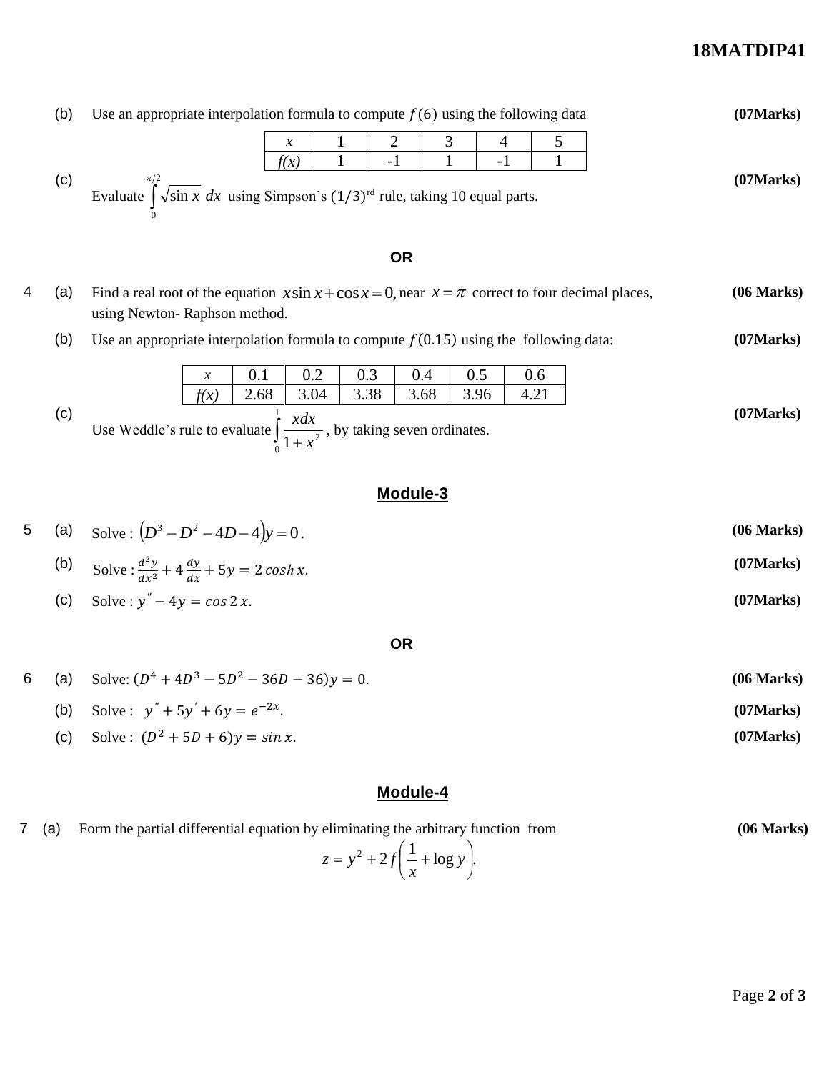(b) Use an appropriate interpolation formula to compute $f(6)$ using the following data **(07Marks)**

| $x$ | 1 | 2 | 3 | 4 | 5 |
|---|---|---|---|---|---|
| $f(x)$ | 1 | -1 | 1 | -1 | 1 |

(c) Evaluate $\int_0^{\pi/2} \sqrt{\sin x}\, dx$ using Simpson's $(1/3)^{rd}$ rule, taking 10 equal parts. **(07Marks)**

**OR**

4 (a) Find a real root of the equation $x\sin x + \cos x = 0,$ near $x = \pi$ correct to four decimal places, using Newton- Raphson method. **(06 Marks)**

(b) Use an appropriate interpolation formula to compute $f(0.15)$ using the following data: **(07Marks)**

| $x$ | 0.1 | 0.2 | 0.3 | 0.4 | 0.5 | 0.6 |
|---|---|---|---|---|---|---|
| $f(x)$ | 2.68 | 3.04 | 3.38 | 3.68 | 3.96 | 4.21 |

(c) Use Weddle's rule to evaluate $\int_0^1 \frac{x\,dx}{1+x^2}$, by taking seven ordinates. **(07Marks)**

## Module-3

5 (a) Solve : $\left(D^3 - D^2 - 4D - 4\right)y = 0$. **(06 Marks)**

(b) Solve : $\frac{d^2y}{dx^2} + 4\frac{dy}{dx} + 5y = 2\cosh x$. **(07Marks)**

(c) Solve : $y'' - 4y = \cos 2x$. **(07Marks)**

**OR**

6 (a) Solve: $(D^4 + 4D^3 - 5D^2 - 36D - 36)y = 0$. **(06 Marks)**

(b) Solve : $y'' + 5y' + 6y = e^{-2x}$. **(07Marks)**

(c) Solve : $(D^2 + 5D + 6)y = \sin x$. **(07Marks)**

## Module-4

7 (a) Form the partial differential equation by eliminating the arbitrary function from **(06 Marks)**

$$z = y^2 + 2f\left(\frac{1}{x} + \log y\right).$$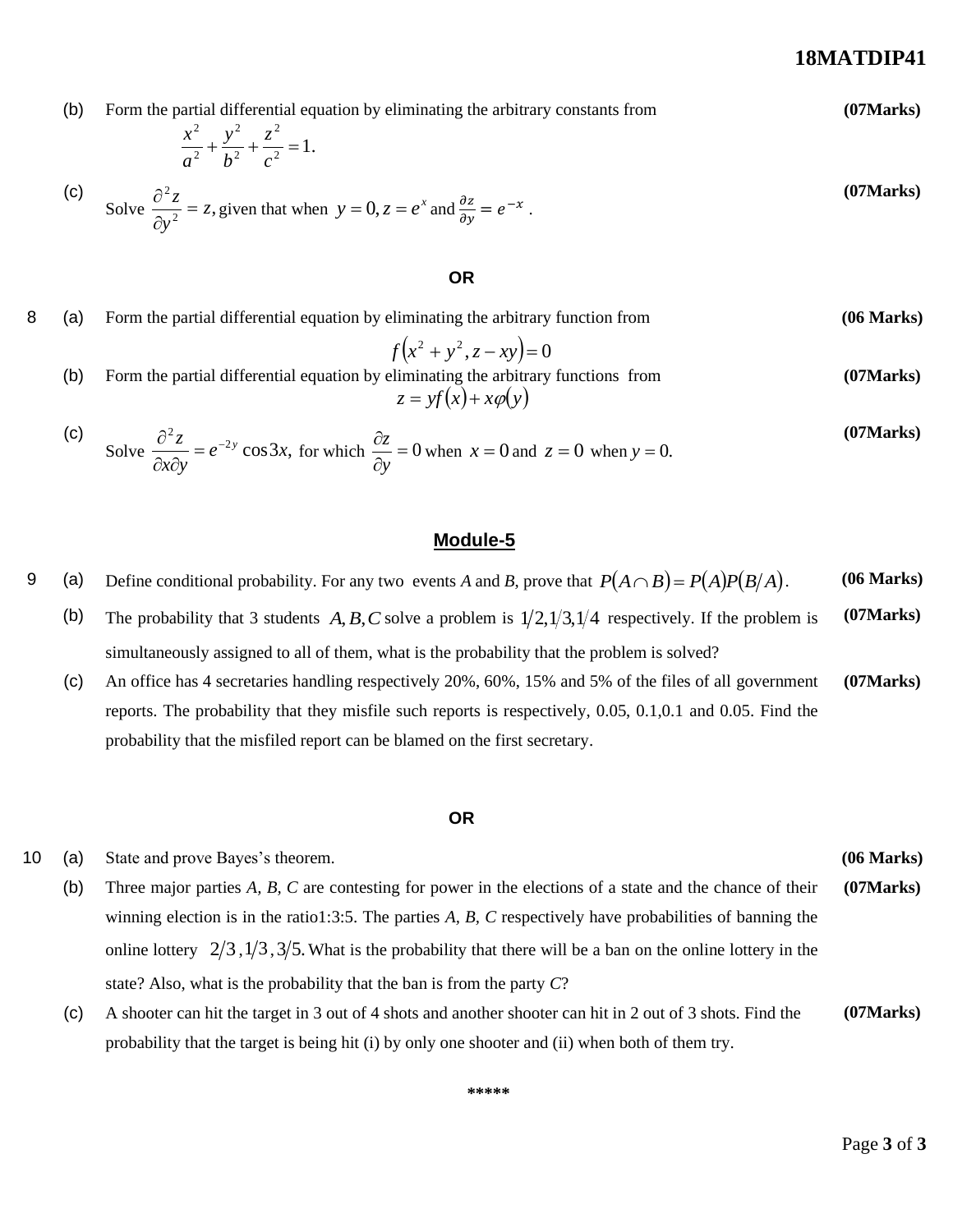(b) Form the partial differential equation by eliminating the arbitrary constants from **(07Marks)**

$$\frac{x^2}{a^2}+\frac{y^2}{b^2}+\frac{z^2}{c^2}=1.$$

(c) Solve $\frac{\partial^2 z}{\partial y^2}=z$, given that when $y=0, z=e^x$ and $\frac{\partial z}{\partial y}=e^{-x}$ . **(07Marks)**

**OR**

8 (a) Form the partial differential equation by eliminating the arbitrary function from **(06 Marks)**

$$f\left(x^2+y^2, z-xy\right)=0$$

(b) Form the partial differential equation by eliminating the arbitrary functions from **(07Marks)**

$$z=yf(x)+x\varphi(y)$$

(c) Solve $\frac{\partial^2 z}{\partial x\partial y}=e^{-2y}\cos 3x$, for which $\frac{\partial z}{\partial y}=0$ when $x=0$ and $z=0$ when $y=0.$ **(07Marks)**

## Module-5

9 (a) Define conditional probability. For any two events *A* and *B*, prove that $P(A\cap B)=P(A)P(B/A)$. **(06 Marks)**

(b) The probability that 3 students $A, B, C$ solve a problem is $1/2, 1/3, 1/4$ respectively. If the problem is simultaneously assigned to all of them, what is the probability that the problem is solved? **(07Marks)**

(c) An office has 4 secretaries handling respectively 20%, 60%, 15% and 5% of the files of all government reports. The probability that they misfile such reports is respectively, 0.05, 0.1,0.1 and 0.05. Find the probability that the misfiled report can be blamed on the first secretary. **(07Marks)**

**OR**

10 (a) State and prove Bayes's theorem. **(06 Marks)**

(b) Three major parties *A, B, C* are contesting for power in the elections of a state and the chance of their winning election is in the ratio1:3:5. The parties *A, B, C* respectively have probabilities of banning the online lottery $2/3, 1/3, 3/5.$ What is the probability that there will be a ban on the online lottery in the state? Also, what is the probability that the ban is from the party *C*? **(07Marks)**

(c) A shooter can hit the target in 3 out of 4 shots and another shooter can hit in 2 out of 3 shots. Find the probability that the target is being hit (i) by only one shooter and (ii) when both of them try. **(07Marks)**

*****